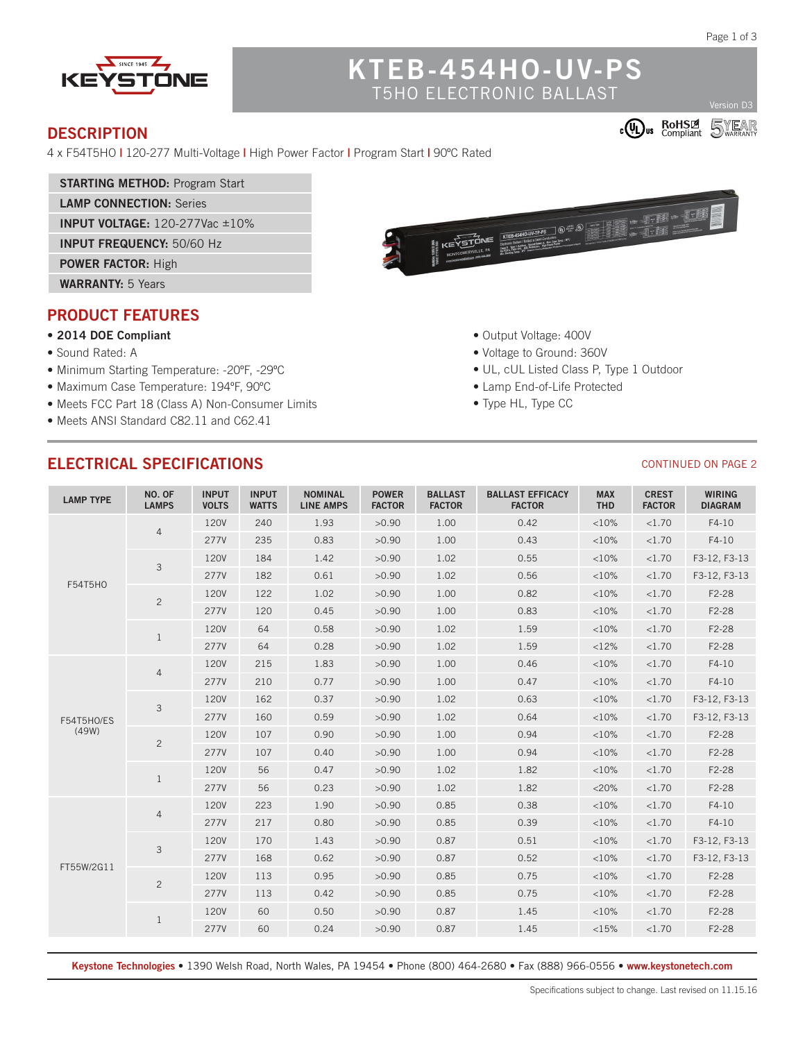# KTEB-454HO-UV-PS

T5HO ELECTRONIC BALLAST

Version D3

## DESCRIPTION

4 x F54T5HO | 120-277 Multi-Voltage | High Power Factor | Program Start | 90ºC Rated

| |
|---|
| **STARTING METHOD:** Program Start |
| **LAMP CONNECTION:** Series |
| **INPUT VOLTAGE:** 120-277Vac ±10% |
| **INPUT FREQUENCY:** 50/60 Hz |
| **POWER FACTOR:** High |
| **WARRANTY:** 5 Years |

## PRODUCT FEATURES

- **2014 DOE Compliant**
- Sound Rated: A
- Minimum Starting Temperature: -20ºF, -29ºC
- Maximum Case Temperature: 194ºF, 90ºC
- Meets FCC Part 18 (Class A) Non-Consumer Limits
- Meets ANSI Standard C82.11 and C62.41
- Output Voltage: 400V
- Voltage to Ground: 360V
- UL, cUL Listed Class P, Type 1 Outdoor
- Lamp End-of-Life Protected
- Type HL, Type CC

## ELECTRICAL SPECIFICATIONS

CONTINUED ON PAGE 2

| LAMP TYPE | NO. OF LAMPS | INPUT VOLTS | INPUT WATTS | NOMINAL LINE AMPS | POWER FACTOR | BALLAST FACTOR | BALLAST EFFICACY FACTOR | MAX THD | CREST FACTOR | WIRING DIAGRAM |
|---|---|---|---|---|---|---|---|---|---|---|
| F54T5HO | 4 | 120V | 240 | 1.93 | >0.90 | 1.00 | 0.42 | <10% | <1.70 | F4-10 |
| | | 277V | 235 | 0.83 | >0.90 | 1.00 | 0.43 | <10% | <1.70 | F4-10 |
| | 3 | 120V | 184 | 1.42 | >0.90 | 1.02 | 0.55 | <10% | <1.70 | F3-12, F3-13 |
| | | 277V | 182 | 0.61 | >0.90 | 1.02 | 0.56 | <10% | <1.70 | F3-12, F3-13 |
| | 2 | 120V | 122 | 1.02 | >0.90 | 1.00 | 0.82 | <10% | <1.70 | F2-28 |
| | | 277V | 120 | 0.45 | >0.90 | 1.00 | 0.83 | <10% | <1.70 | F2-28 |
| | 1 | 120V | 64 | 0.58 | >0.90 | 1.02 | 1.59 | <10% | <1.70 | F2-28 |
| | | 277V | 64 | 0.28 | >0.90 | 1.02 | 1.59 | <12% | <1.70 | F2-28 |
| F54T5HO/ES (49W) | 4 | 120V | 215 | 1.83 | >0.90 | 1.00 | 0.46 | <10% | <1.70 | F4-10 |
| | | 277V | 210 | 0.77 | >0.90 | 1.00 | 0.47 | <10% | <1.70 | F4-10 |
| | 3 | 120V | 162 | 0.37 | >0.90 | 1.02 | 0.63 | <10% | <1.70 | F3-12, F3-13 |
| | | 277V | 160 | 0.59 | >0.90 | 1.02 | 0.64 | <10% | <1.70 | F3-12, F3-13 |
| | 2 | 120V | 107 | 0.90 | >0.90 | 1.00 | 0.94 | <10% | <1.70 | F2-28 |
| | | 277V | 107 | 0.40 | >0.90 | 1.00 | 0.94 | <10% | <1.70 | F2-28 |
| | 1 | 120V | 56 | 0.47 | >0.90 | 1.02 | 1.82 | <10% | <1.70 | F2-28 |
| | | 277V | 56 | 0.23 | >0.90 | 1.02 | 1.82 | <20% | <1.70 | F2-28 |
| FT55W/2G11 | 4 | 120V | 223 | 1.90 | >0.90 | 0.85 | 0.38 | <10% | <1.70 | F4-10 |
| | | 277V | 217 | 0.80 | >0.90 | 0.85 | 0.39 | <10% | <1.70 | F4-10 |
| | 3 | 120V | 170 | 1.43 | >0.90 | 0.87 | 0.51 | <10% | <1.70 | F3-12, F3-13 |
| | | 277V | 168 | 0.62 | >0.90 | 0.87 | 0.52 | <10% | <1.70 | F3-12, F3-13 |
| | 2 | 120V | 113 | 0.95 | >0.90 | 0.85 | 0.75 | <10% | <1.70 | F2-28 |
| | | 277V | 113 | 0.42 | >0.90 | 0.85 | 0.75 | <10% | <1.70 | F2-28 |
| | 1 | 120V | 60 | 0.50 | >0.90 | 0.87 | 1.45 | <10% | <1.70 | F2-28 |
| | | 277V | 60 | 0.24 | >0.90 | 0.87 | 1.45 | <15% | <1.70 | F2-28 |

**Keystone Technologies** • 1390 Welsh Road, North Wales, PA 19454 • Phone (800) 464-2680 • Fax (888) 966-0556 • **www.keystonetech.com**

Specifications subject to change. Last revised on 11.15.16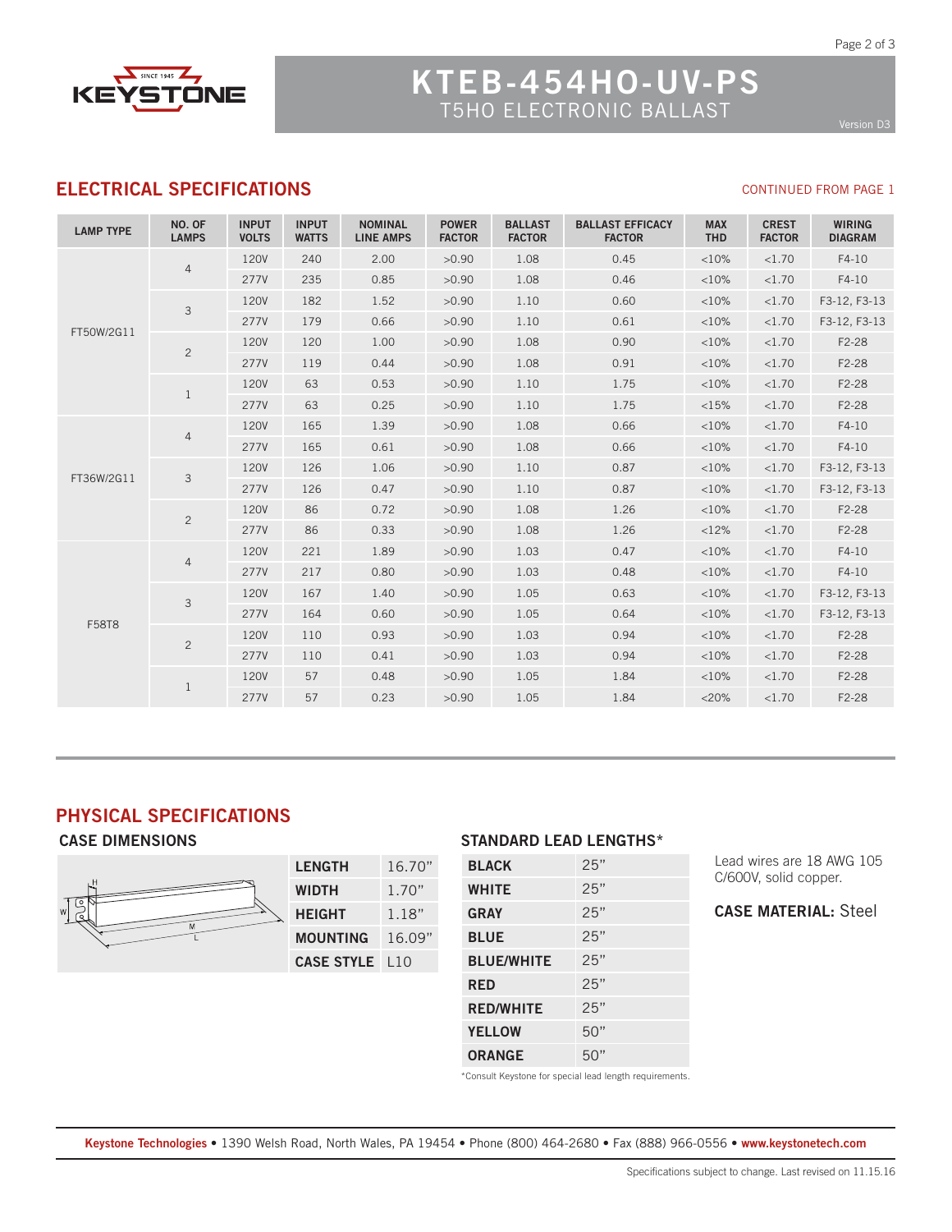# KTEB-454HO-UV-PS
T5HO ELECTRONIC BALLAST

Version D3

## ELECTRICAL SPECIFICATIONS

CONTINUED FROM PAGE 1

| LAMP TYPE | NO. OF LAMPS | INPUT VOLTS | INPUT WATTS | NOMINAL LINE AMPS | POWER FACTOR | BALLAST FACTOR | BALLAST EFFICACY FACTOR | MAX THD | CREST FACTOR | WIRING DIAGRAM |
|---|---|---|---|---|---|---|---|---|---|---|
| FT50W/2G11 | 4 | 120V | 240 | 2.00 | >0.90 | 1.08 | 0.45 | <10% | <1.70 | F4-10 |
| | | 277V | 235 | 0.85 | >0.90 | 1.08 | 0.46 | <10% | <1.70 | F4-10 |
| | 3 | 120V | 182 | 1.52 | >0.90 | 1.10 | 0.60 | <10% | <1.70 | F3-12, F3-13 |
| | | 277V | 179 | 0.66 | >0.90 | 1.10 | 0.61 | <10% | <1.70 | F3-12, F3-13 |
| | 2 | 120V | 120 | 1.00 | >0.90 | 1.08 | 0.90 | <10% | <1.70 | F2-28 |
| | | 277V | 119 | 0.44 | >0.90 | 1.08 | 0.91 | <10% | <1.70 | F2-28 |
| | 1 | 120V | 63 | 0.53 | >0.90 | 1.10 | 1.75 | <10% | <1.70 | F2-28 |
| | | 277V | 63 | 0.25 | >0.90 | 1.10 | 1.75 | <15% | <1.70 | F2-28 |
| FT36W/2G11 | 4 | 120V | 165 | 1.39 | >0.90 | 1.08 | 0.66 | <10% | <1.70 | F4-10 |
| | | 277V | 165 | 0.61 | >0.90 | 1.08 | 0.66 | <10% | <1.70 | F4-10 |
| | 3 | 120V | 126 | 1.06 | >0.90 | 1.10 | 0.87 | <10% | <1.70 | F3-12, F3-13 |
| | | 277V | 126 | 0.47 | >0.90 | 1.10 | 0.87 | <10% | <1.70 | F3-12, F3-13 |
| | 2 | 120V | 86 | 0.72 | >0.90 | 1.08 | 1.26 | <10% | <1.70 | F2-28 |
| | | 277V | 86 | 0.33 | >0.90 | 1.08 | 1.26 | <12% | <1.70 | F2-28 |
| F58T8 | 4 | 120V | 221 | 1.89 | >0.90 | 1.03 | 0.47 | <10% | <1.70 | F4-10 |
| | | 277V | 217 | 0.80 | >0.90 | 1.03 | 0.48 | <10% | <1.70 | F4-10 |
| | 3 | 120V | 167 | 1.40 | >0.90 | 1.05 | 0.63 | <10% | <1.70 | F3-12, F3-13 |
| | | 277V | 164 | 0.60 | >0.90 | 1.05 | 0.64 | <10% | <1.70 | F3-12, F3-13 |
| | 2 | 120V | 110 | 0.93 | >0.90 | 1.03 | 0.94 | <10% | <1.70 | F2-28 |
| | | 277V | 110 | 0.41 | >0.90 | 1.03 | 0.94 | <10% | <1.70 | F2-28 |
| | 1 | 120V | 57 | 0.48 | >0.90 | 1.05 | 1.84 | <10% | <1.70 | F2-28 |
| | | 277V | 57 | 0.23 | >0.90 | 1.05 | 1.84 | <20% | <1.70 | F2-28 |

## PHYSICAL SPECIFICATIONS

### CASE DIMENSIONS

| | |
|---|---|
| **LENGTH** | 16.70" |
| **WIDTH** | 1.70" |
| **HEIGHT** | 1.18" |
| **MOUNTING** | 16.09" |
| **CASE STYLE** | L10 |

### STANDARD LEAD LENGTHS*

| | |
|---|---|
| **BLACK** | 25" |
| **WHITE** | 25" |
| **GRAY** | 25" |
| **BLUE** | 25" |
| **BLUE/WHITE** | 25" |
| **RED** | 25" |
| **RED/WHITE** | 25" |
| **YELLOW** | 50" |
| **ORANGE** | 50" |

*Consult Keystone for special lead length requirements.

Lead wires are 18 AWG 105 C/600V, solid copper.

**CASE MATERIAL:** Steel

**Keystone Technologies** • 1390 Welsh Road, North Wales, PA 19454 • Phone (800) 464-2680 • Fax (888) 966-0556 • **www.keystonetech.com**

Specifications subject to change. Last revised on 11.15.16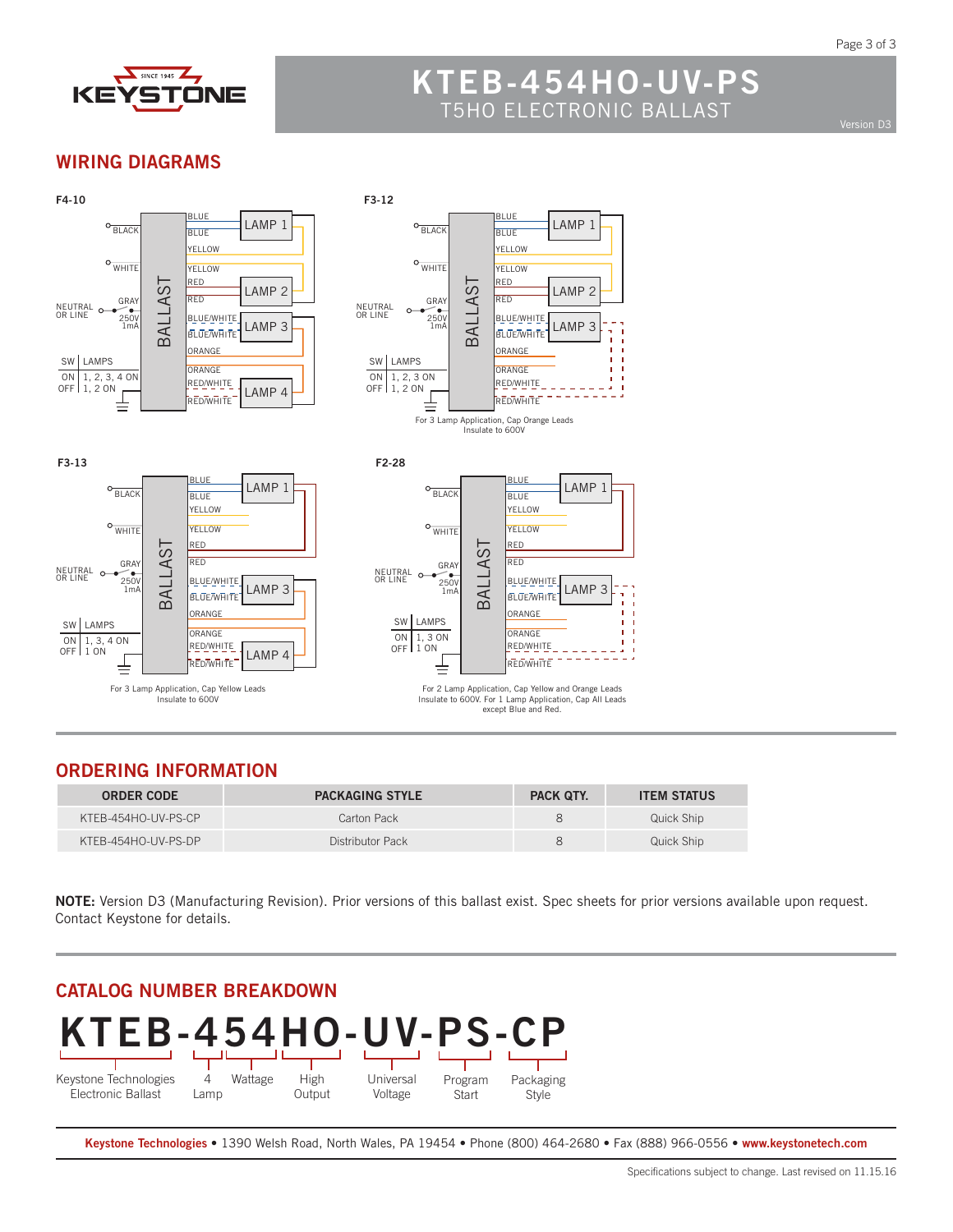# KTEB-454HO-UV-PS

T5HO ELECTRONIC BALLAST

Version D3

## WIRING DIAGRAMS

**F4-10**

BLACK
WHITE
NEUTRAL OR LINE
GRAY
250V 1mA
SW | LAMPS
ON | 1, 2, 3, 4 ON
OFF | 1, 2 ON
BALLAST
BLUE
BLUE
YELLOW
YELLOW
RED
RED
BLUE/WHITE
BLUE/WHITE
ORANGE
ORANGE
RED/WHITE
RED/WHITE
LAMP 1
LAMP 2
LAMP 3
LAMP 4

**F3-12**

BLACK
WHITE
NEUTRAL OR LINE
GRAY
250V 1mA
SW | LAMPS
ON | 1, 2, 3 ON
OFF | 1, 2 ON
BALLAST
BLUE
BLUE
YELLOW
YELLOW
RED
RED
BLUE/WHITE
BLUE/WHITE
ORANGE
ORANGE
RED/WHITE
RED/WHITE
LAMP 1
LAMP 2
LAMP 3

For 3 Lamp Application, Cap Orange Leads Insulate to 600V

**F3-13**

BLACK
WHITE
NEUTRAL OR LINE
GRAY
250V 1mA
SW | LAMPS
ON | 1, 3, 4 ON
OFF | 1 ON
BALLAST
BLUE
BLUE
YELLOW
YELLOW
RED
RED
BLUE/WHITE
BLUE/WHITE
ORANGE
ORANGE
RED/WHITE
RED/WHITE
LAMP 1
LAMP 3
LAMP 4

For 3 Lamp Application, Cap Yellow Leads Insulate to 600V

**F2-28**

BLACK
WHITE
NEUTRAL OR LINE
GRAY
250V 1mA
SW | LAMPS
ON | 1, 3 ON
OFF | 1 ON
BALLAST
BLUE
BLUE
YELLOW
YELLOW
RED
RED
BLUE/WHITE
BLUE/WHITE
ORANGE
ORANGE
RED/WHITE
RED/WHITE
LAMP 1
LAMP 3

For 2 Lamp Application, Cap Yellow and Orange Leads Insulate to 600V. For 1 Lamp Application, Cap All Leads except Blue and Red.

## ORDERING INFORMATION

| ORDER CODE | PACKAGING STYLE | PACK QTY. | ITEM STATUS |
|---|---|---|---|
| KTEB-454HO-UV-PS-CP | Carton Pack | 8 | Quick Ship |
| KTEB-454HO-UV-PS-DP | Distributor Pack | 8 | Quick Ship |

**NOTE:** Version D3 (Manufacturing Revision). Prior versions of this ballast exist. Spec sheets for prior versions available upon request. Contact Keystone for details.

## CATALOG NUMBER BREAKDOWN

**KTEB-454HO-UV-PS-CP**

- KTEB – Keystone Technologies Electronic Ballast
- 4 – 4 Lamp
- 54 – Wattage
- HO – High Output
- UV – Universal Voltage
- PS – Program Start
- CP – Packaging Style

**Keystone Technologies** • 1390 Welsh Road, North Wales, PA 19454 • Phone (800) 464-2680 • Fax (888) 966-0556 • **www.keystonetech.com**

Specifications subject to change. Last revised on 11.15.16